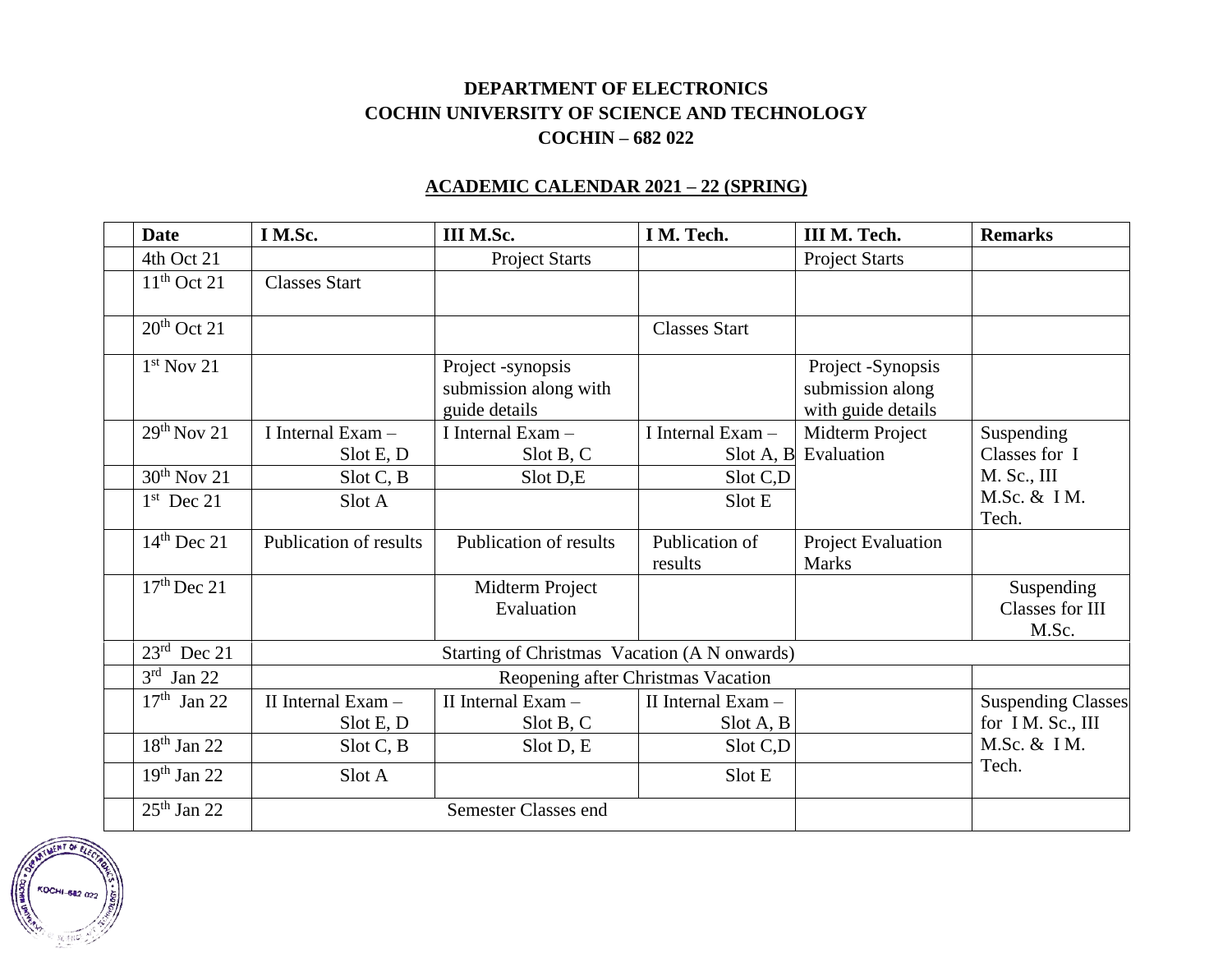**DEPARTMENT OF ELECTRONICS**

**COCHIN UNIVERSITY OF SCIENCE AND TECHNOLOGY**

**COCHIN – 682 022**

**ACADEMIC CALENDAR 2021 – 22 (SPRING)**

| Date | I M.Sc. | III M.Sc. | I M. Tech. | III M. Tech. | Remarks |
|---|---|---|---|---|---|
| 4th Oct 21 | | Project Starts | | Project Starts | |
| 11th Oct 21 | Classes Start | | | | |
| 20th Oct 21 | | | Classes Start | | |
| 1st Nov 21 | | Project -synopsis submission along with guide details | | Project -Synopsis submission along with guide details | |
| 29th Nov 21 | I Internal Exam – Slot E, D | I Internal Exam – Slot B, C | I Internal Exam – Slot A, B | Midterm Project Evaluation | Suspending Classes for I M. Sc., III M.Sc. & I M. Tech. |
| 30th Nov 21 | Slot C, B | Slot D,E | Slot C,D | | |
| 1st Dec 21 | Slot A | | Slot E | | |
| 14th Dec 21 | Publication of results | Publication of results | Publication of results | Project Evaluation Marks | |
| 17th Dec 21 | | Midterm Project Evaluation | | | Suspending Classes for III M.Sc. |
| 23rd Dec 21 | Starting of Christmas Vacation (A N onwards) | | | | |
| 3rd Jan 22 | Reopening after Christmas Vacation | | | | |
| 17th Jan 22 | II Internal Exam – Slot E, D | II Internal Exam – Slot B, C | II Internal Exam – Slot A, B | | Suspending Classes for I M. Sc., III M.Sc. & I M. Tech. |
| 18th Jan 22 | Slot C, B | Slot D, E | Slot C,D | | |
| 19th Jan 22 | Slot A | | Slot E | | |
| 25th Jan 22 | Semester Classes end | | | | |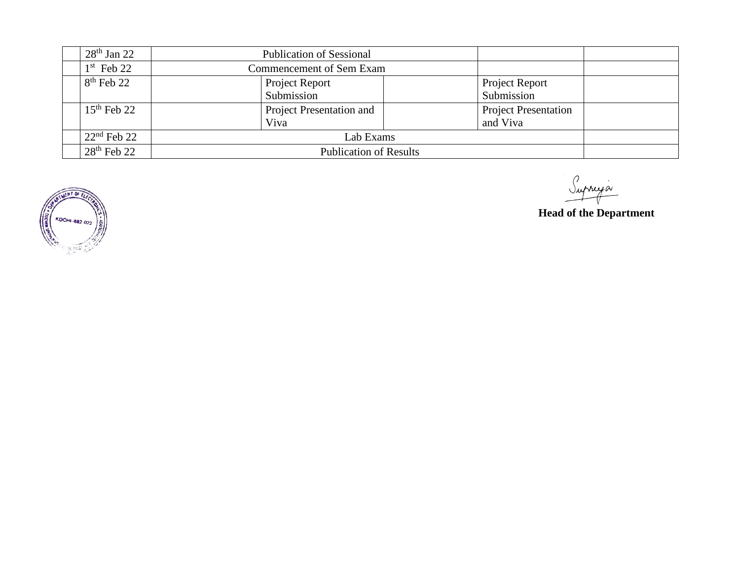| | | | | | | |
|---|---|---|---|---|---|---|
| | 28th Jan 22 | Publication of Sessional | | | | |
| | 1st Feb 22 | Commencement of Sem Exam | | | | |
| | 8th Feb 22 | | Project Report Submission | | Project Report Submission | |
| | 15th Feb 22 | | Project Presentation and Viva | | Project Presentation and Viva | |
| | 22nd Feb 22 | Lab Exams | | | | |
| | 28th Feb 22 | Publication of Results | | | | |

DEPARTMENT OF ELECTRONICS • COCHIN UNIVERSITY OF SCIENCE AND TECHNOLOGY • KOCHI-682 022

Supriya

**Head of the Department**